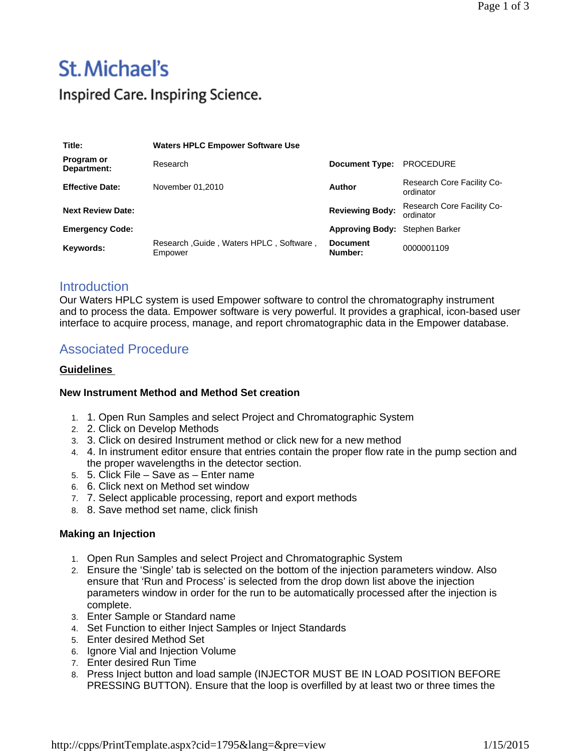St. Michael's

Inspired Care. Inspiring Science.

| Title: | Waters HPLC Empower Software Use | | |
|---|---|---|---|
| Program or Department: | Research | Document Type: | PROCEDURE |
| Effective Date: | November 01,2010 | Author | Research Core Facility Co-ordinator |
| Next Review Date: | | Reviewing Body: | Research Core Facility Co-ordinator |
| Emergency Code: | | Approving Body: | Stephen Barker |
| Keywords: | Research ,Guide , Waters HPLC , Software , Empower | Document Number: | 0000001109 |

## Introduction

Our Waters HPLC system is used Empower software to control the chromatography instrument and to process the data. Empower software is very powerful. It provides a graphical, icon-based user interface to acquire process, manage, and report chromatographic data in the Empower database.

## Associated Procedure

**Guidelines**

### New Instrument Method and Method Set creation

1. 1. Open Run Samples and select Project and Chromatographic System
2. 2. Click on Develop Methods
3. 3. Click on desired Instrument method or click new for a new method
4. 4. In instrument editor ensure that entries contain the proper flow rate in the pump section and the proper wavelengths in the detector section.
5. 5. Click File – Save as – Enter name
6. 6. Click next on Method set window
7. 7. Select applicable processing, report and export methods
8. 8. Save method set name, click finish

### Making an Injection

1. Open Run Samples and select Project and Chromatographic System
2. Ensure the 'Single' tab is selected on the bottom of the injection parameters window. Also ensure that 'Run and Process' is selected from the drop down list above the injection parameters window in order for the run to be automatically processed after the injection is complete.
3. Enter Sample or Standard name
4. Set Function to either Inject Samples or Inject Standards
5. Enter desired Method Set
6. Ignore Vial and Injection Volume
7. Enter desired Run Time
8. Press Inject button and load sample (INJECTOR MUST BE IN LOAD POSITION BEFORE PRESSING BUTTON). Ensure that the loop is overfilled by at least two or three times the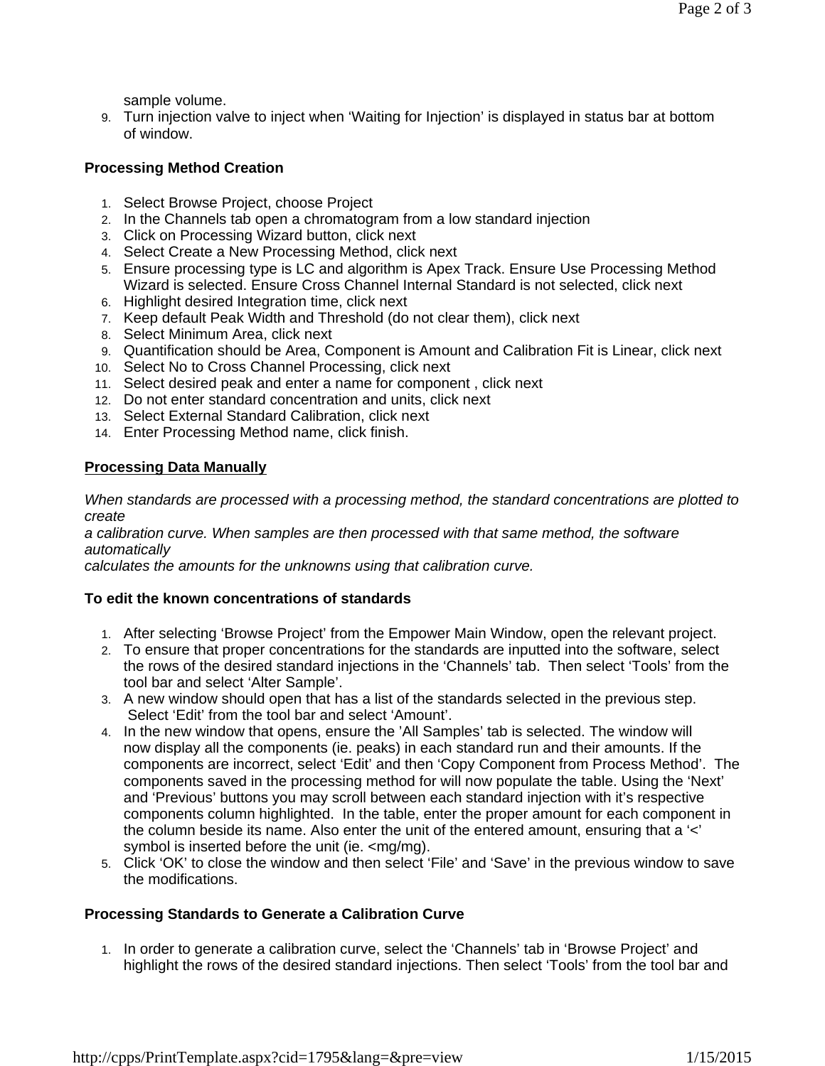sample volume.

9. Turn injection valve to inject when 'Waiting for Injection' is displayed in status bar at bottom of window.

**Processing Method Creation**

1. Select Browse Project, choose Project
2. In the Channels tab open a chromatogram from a low standard injection
3. Click on Processing Wizard button, click next
4. Select Create a New Processing Method, click next
5. Ensure processing type is LC and algorithm is Apex Track. Ensure Use Processing Method Wizard is selected. Ensure Cross Channel Internal Standard is not selected, click next
6. Highlight desired Integration time, click next
7. Keep default Peak Width and Threshold (do not clear them), click next
8. Select Minimum Area, click next
9. Quantification should be Area, Component is Amount and Calibration Fit is Linear, click next
10. Select No to Cross Channel Processing, click next
11. Select desired peak and enter a name for component , click next
12. Do not enter standard concentration and units, click next
13. Select External Standard Calibration, click next
14. Enter Processing Method name, click finish.

**Processing Data Manually**

*When standards are processed with a processing method, the standard concentrations are plotted to create a calibration curve. When samples are then processed with that same method, the software automatically calculates the amounts for the unknowns using that calibration curve.*

**To edit the known concentrations of standards**

1. After selecting 'Browse Project' from the Empower Main Window, open the relevant project.
2. To ensure that proper concentrations for the standards are inputted into the software, select the rows of the desired standard injections in the 'Channels' tab. Then select 'Tools' from the tool bar and select 'Alter Sample'.
3. A new window should open that has a list of the standards selected in the previous step. Select 'Edit' from the tool bar and select 'Amount'.
4. In the new window that opens, ensure the 'All Samples' tab is selected. The window will now display all the components (ie. peaks) in each standard run and their amounts. If the components are incorrect, select 'Edit' and then 'Copy Component from Process Method'. The components saved in the processing method for will now populate the table. Using the 'Next' and 'Previous' buttons you may scroll between each standard injection with it's respective components column highlighted. In the table, enter the proper amount for each component in the column beside its name. Also enter the unit of the entered amount, ensuring that a '<' symbol is inserted before the unit (ie. <mg/mg).
5. Click 'OK' to close the window and then select 'File' and 'Save' in the previous window to save the modifications.

**Processing Standards to Generate a Calibration Curve**

1. In order to generate a calibration curve, select the 'Channels' tab in 'Browse Project' and highlight the rows of the desired standard injections. Then select 'Tools' from the tool bar and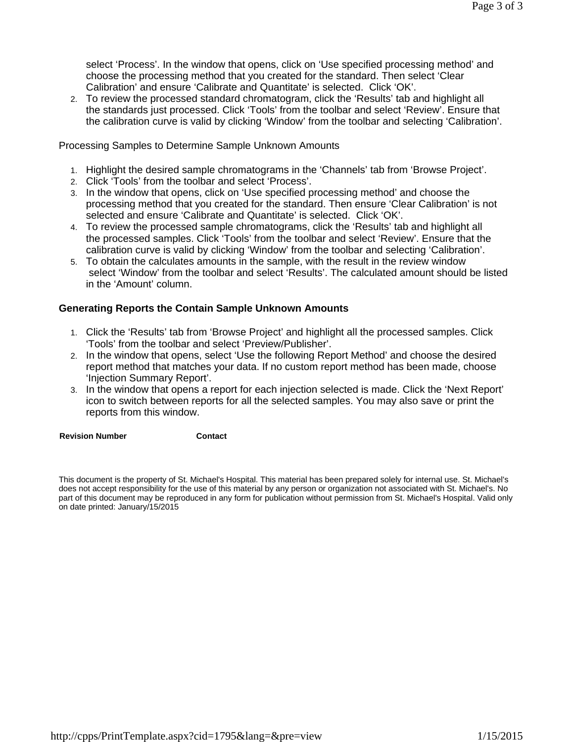select 'Process'. In the window that opens, click on 'Use specified processing method' and choose the processing method that you created for the standard. Then select 'Clear Calibration' and ensure 'Calibrate and Quantitate' is selected.  Click 'OK'.

2. To review the processed standard chromatogram, click the 'Results' tab and highlight all the standards just processed. Click 'Tools' from the toolbar and select 'Review'. Ensure that the calibration curve is valid by clicking 'Window' from the toolbar and selecting 'Calibration'.

Processing Samples to Determine Sample Unknown Amounts

1. Highlight the desired sample chromatograms in the 'Channels' tab from 'Browse Project'.
2. Click 'Tools' from the toolbar and select 'Process'.
3. In the window that opens, click on 'Use specified processing method' and choose the processing method that you created for the standard. Then ensure 'Clear Calibration' is not selected and ensure 'Calibrate and Quantitate' is selected.  Click 'OK'.
4. To review the processed sample chromatograms, click the 'Results' tab and highlight all the processed samples. Click 'Tools' from the toolbar and select 'Review'. Ensure that the calibration curve is valid by clicking 'Window' from the toolbar and selecting 'Calibration'.
5. To obtain the calculates amounts in the sample, with the result in the review window select 'Window' from the toolbar and select 'Results'. The calculated amount should be listed in the 'Amount' column.

**Generating Reports the Contain Sample Unknown Amounts**

1. Click the 'Results' tab from 'Browse Project' and highlight all the processed samples. Click 'Tools' from the toolbar and select 'Preview/Publisher'.
2. In the window that opens, select 'Use the following Report Method' and choose the desired report method that matches your data. If no custom report method has been made, choose 'Injection Summary Report'.
3. In the window that opens a report for each injection selected is made. Click the 'Next Report' icon to switch between reports for all the selected samples. You may also save or print the reports from this window.

| **Revision Number** | **Contact** |
| --- | --- |
| | |

This document is the property of St. Michael's Hospital. This material has been prepared solely for internal use. St. Michael's does not accept responsibility for the use of this material by any person or organization not associated with St. Michael's. No part of this document may be reproduced in any form for publication without permission from St. Michael's Hospital. Valid only on date printed: January/15/2015